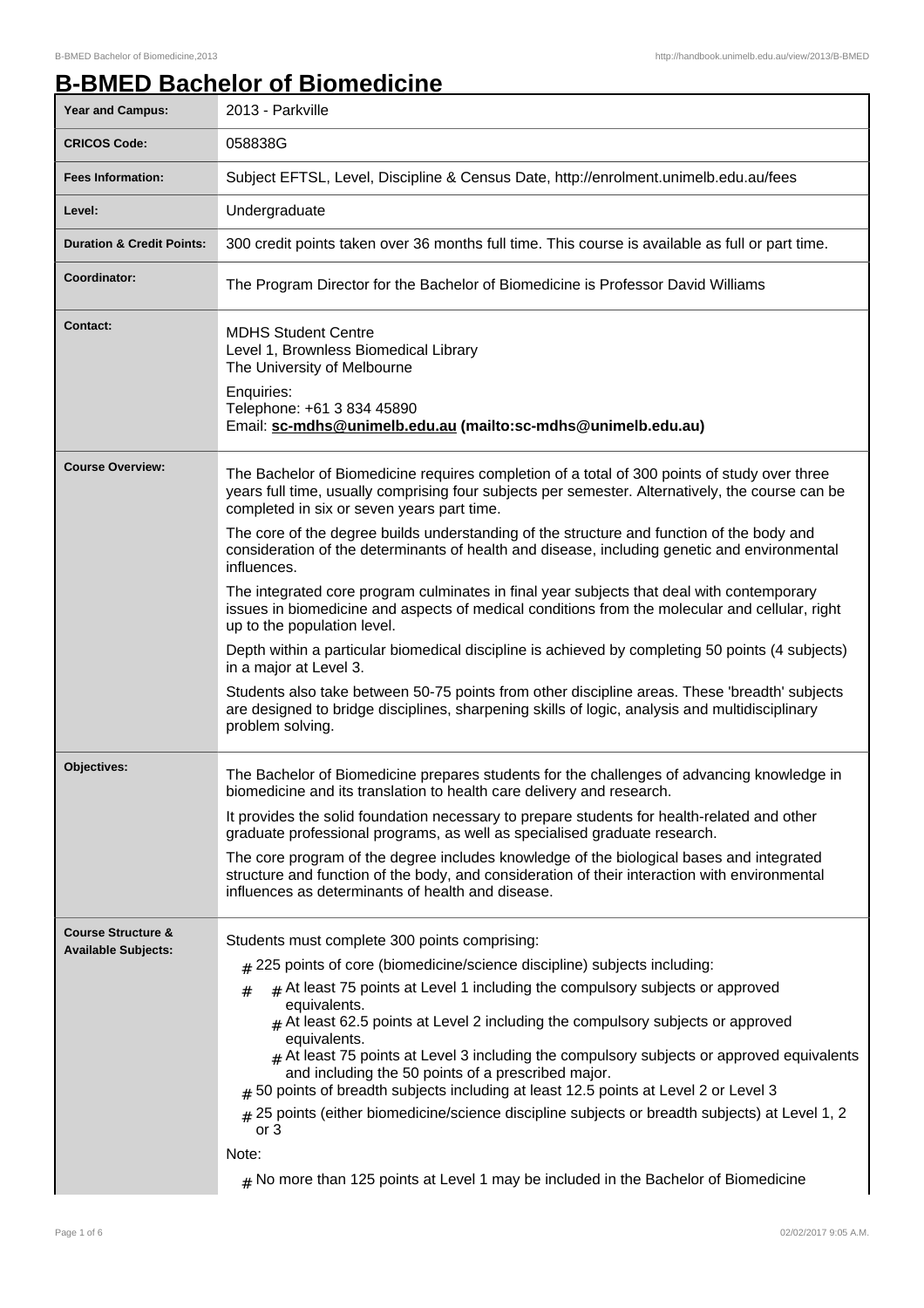# B-BMED Bachelor of Biomedicine

| | |
|---|---|
| **Year and Campus:** | 2013 - Parkville |
| **CRICOS Code:** | 058838G |
| **Fees Information:** | Subject EFTSL, Level, Discipline & Census Date, http://enrolment.unimelb.edu.au/fees |
| **Level:** | Undergraduate |
| **Duration & Credit Points:** | 300 credit points taken over 36 months full time. This course is available as full or part time. |
| **Coordinator:** | The Program Director for the Bachelor of Biomedicine is Professor David Williams |
| **Contact:** | MDHS Student Centre<br>Level 1, Brownless Biomedical Library<br>The University of Melbourne<br><br>Enquiries:<br>Telephone: +61 3 834 45890<br>Email: **sc-mdhs@unimelb.edu.au (mailto:sc-mdhs@unimelb.edu.au)** |
| **Course Overview:** | The Bachelor of Biomedicine requires completion of a total of 300 points of study over three years full time, usually comprising four subjects per semester. Alternatively, the course can be completed in six or seven years part time.<br><br>The core of the degree builds understanding of the structure and function of the body and consideration of the determinants of health and disease, including genetic and environmental influences.<br><br>The integrated core program culminates in final year subjects that deal with contemporary issues in biomedicine and aspects of medical conditions from the molecular and cellular, right up to the population level.<br><br>Depth within a particular biomedical discipline is achieved by completing 50 points (4 subjects) in a major at Level 3.<br><br>Students also take between 50-75 points from other discipline areas. These 'breadth' subjects are designed to bridge disciplines, sharpening skills of logic, analysis and multidisciplinary problem solving. |
| **Objectives:** | The Bachelor of Biomedicine prepares students for the challenges of advancing knowledge in biomedicine and its translation to health care delivery and research.<br><br>It provides the solid foundation necessary to prepare students for health-related and other graduate professional programs, as well as specialised graduate research.<br><br>The core program of the degree includes knowledge of the biological bases and integrated structure and function of the body, and consideration of their interaction with environmental influences as determinants of health and disease. |
| **Course Structure & Available Subjects:** | Students must complete 300 points comprising:<br><br># 225 points of core (biomedicine/science discipline) subjects including:<br>&nbsp;&nbsp;# At least 75 points at Level 1 including the compulsory subjects or approved equivalents.<br>&nbsp;&nbsp;# At least 62.5 points at Level 2 including the compulsory subjects or approved equivalents.<br>&nbsp;&nbsp;# At least 75 points at Level 3 including the compulsory subjects or approved equivalents and including the 50 points of a prescribed major.<br># 50 points of breadth subjects including at least 12.5 points at Level 2 or Level 3<br># 25 points (either biomedicine/science discipline subjects or breadth subjects) at Level 1, 2 or 3<br><br>Note:<br><br># No more than 125 points at Level 1 may be included in the Bachelor of Biomedicine |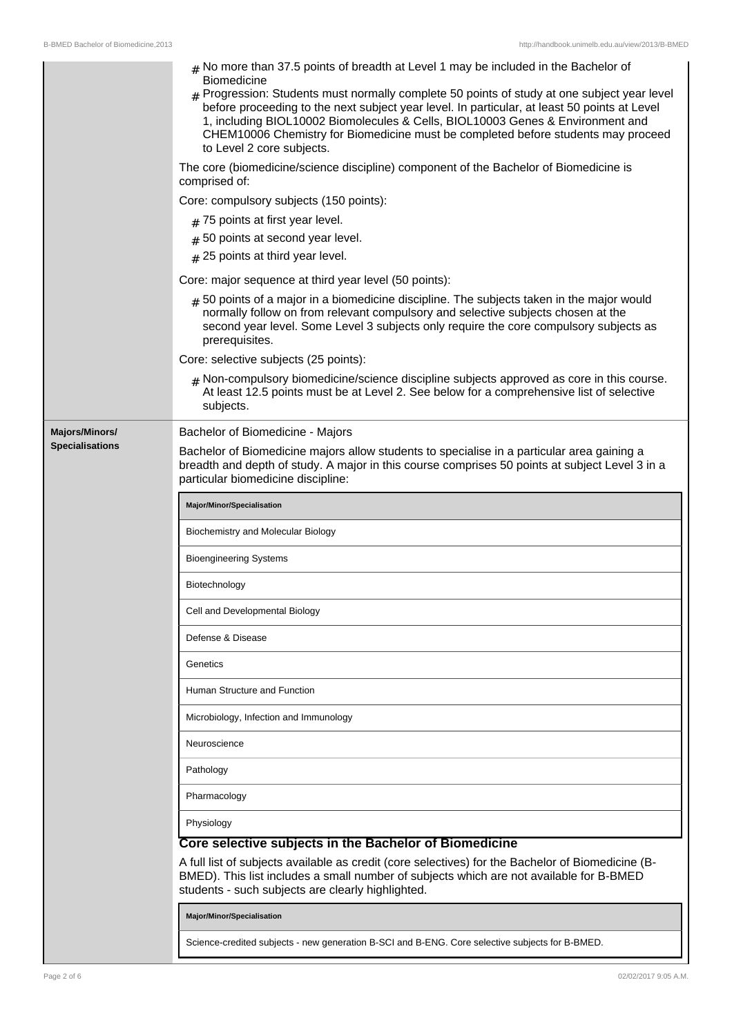- No more than 37.5 points of breadth at Level 1 may be included in the Bachelor of Biomedicine
- Progression: Students must normally complete 50 points of study at one subject year level before proceeding to the next subject year level. In particular, at least 50 points at Level 1, including BIOL10002 Biomolecules & Cells, BIOL10003 Genes & Environment and CHEM10006 Chemistry for Biomedicine must be completed before students may proceed to Level 2 core subjects.

The core (biomedicine/science discipline) component of the Bachelor of Biomedicine is comprised of:

Core: compulsory subjects (150 points):

- 75 points at first year level.
- 50 points at second year level.
- 25 points at third year level.

Core: major sequence at third year level (50 points):

- 50 points of a major in a biomedicine discipline. The subjects taken in the major would normally follow on from relevant compulsory and selective subjects chosen at the second year level. Some Level 3 subjects only require the core compulsory subjects as prerequisites.

Core: selective subjects (25 points):

- Non-compulsory biomedicine/science discipline subjects approved as core in this course. At least 12.5 points must be at Level 2. See below for a comprehensive list of selective subjects.

**Majors/Minors/ Specialisations**

Bachelor of Biomedicine - Majors

Bachelor of Biomedicine majors allow students to specialise in a particular area gaining a breadth and depth of study. A major in this course comprises 50 points at subject Level 3 in a particular biomedicine discipline:

| Major/Minor/Specialisation |
| --- |
| Biochemistry and Molecular Biology |
| Bioengineering Systems |
| Biotechnology |
| Cell and Developmental Biology |
| Defense & Disease |
| Genetics |
| Human Structure and Function |
| Microbiology, Infection and Immunology |
| Neuroscience |
| Pathology |
| Pharmacology |
| Physiology |

## Core selective subjects in the Bachelor of Biomedicine

A full list of subjects available as credit (core selectives) for the Bachelor of Biomedicine (B-BMED). This list includes a small number of subjects which are not available for B-BMED students - such subjects are clearly highlighted.

| Major/Minor/Specialisation |
| --- |
| Science-credited subjects - new generation B-SCI and B-ENG. Core selective subjects for B-BMED. |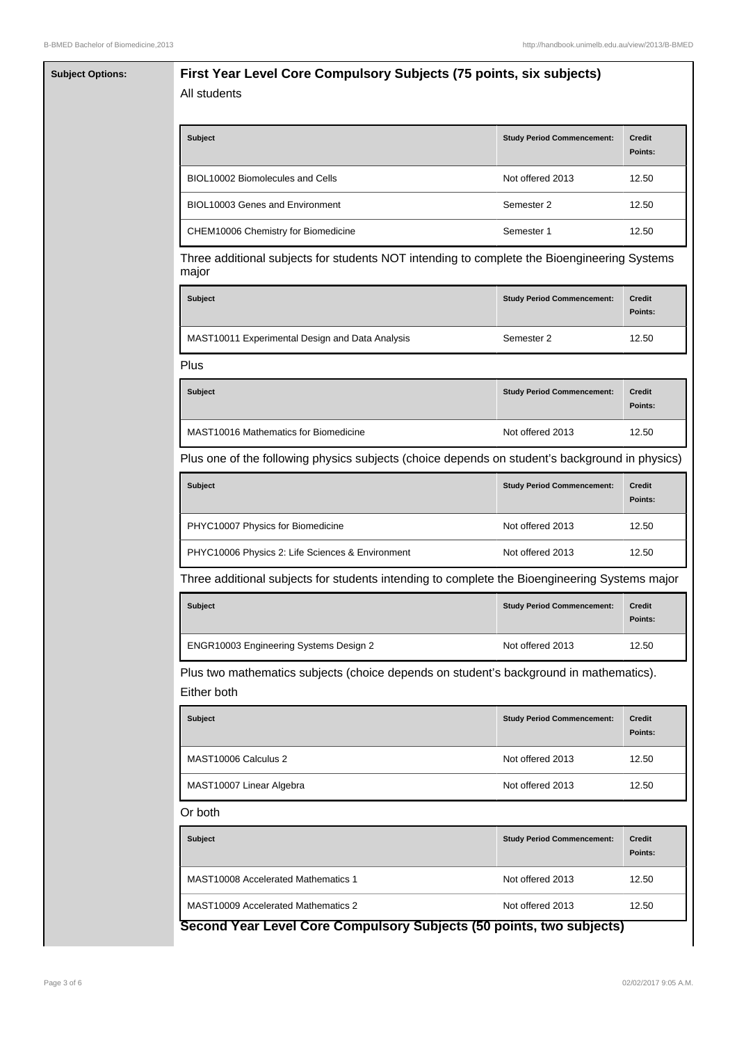**Subject Options:**

## First Year Level Core Compulsory Subjects (75 points, six subjects)

All students

| Subject | Study Period Commencement: | Credit Points: |
|---|---|---|
| BIOL10002 Biomolecules and Cells | Not offered 2013 | 12.50 |
| BIOL10003 Genes and Environment | Semester 2 | 12.50 |
| CHEM10006 Chemistry for Biomedicine | Semester 1 | 12.50 |

Three additional subjects for students NOT intending to complete the Bioengineering Systems major

| Subject | Study Period Commencement: | Credit Points: |
|---|---|---|
| MAST10011 Experimental Design and Data Analysis | Semester 2 | 12.50 |

Plus

| Subject | Study Period Commencement: | Credit Points: |
|---|---|---|
| MAST10016 Mathematics for Biomedicine | Not offered 2013 | 12.50 |

Plus one of the following physics subjects (choice depends on student's background in physics)

| Subject | Study Period Commencement: | Credit Points: |
|---|---|---|
| PHYC10007 Physics for Biomedicine | Not offered 2013 | 12.50 |
| PHYC10006 Physics 2: Life Sciences & Environment | Not offered 2013 | 12.50 |

Three additional subjects for students intending to complete the Bioengineering Systems major

| Subject | Study Period Commencement: | Credit Points: |
|---|---|---|
| ENGR10003 Engineering Systems Design 2 | Not offered 2013 | 12.50 |

Plus two mathematics subjects (choice depends on student's background in mathematics).

Either both

| Subject | Study Period Commencement: | Credit Points: |
|---|---|---|
| MAST10006 Calculus 2 | Not offered 2013 | 12.50 |
| MAST10007 Linear Algebra | Not offered 2013 | 12.50 |

Or both

| Subject | Study Period Commencement: | Credit Points: |
|---|---|---|
| MAST10008 Accelerated Mathematics 1 | Not offered 2013 | 12.50 |
| MAST10009 Accelerated Mathematics 2 | Not offered 2013 | 12.50 |

## Second Year Level Core Compulsory Subjects (50 points, two subjects)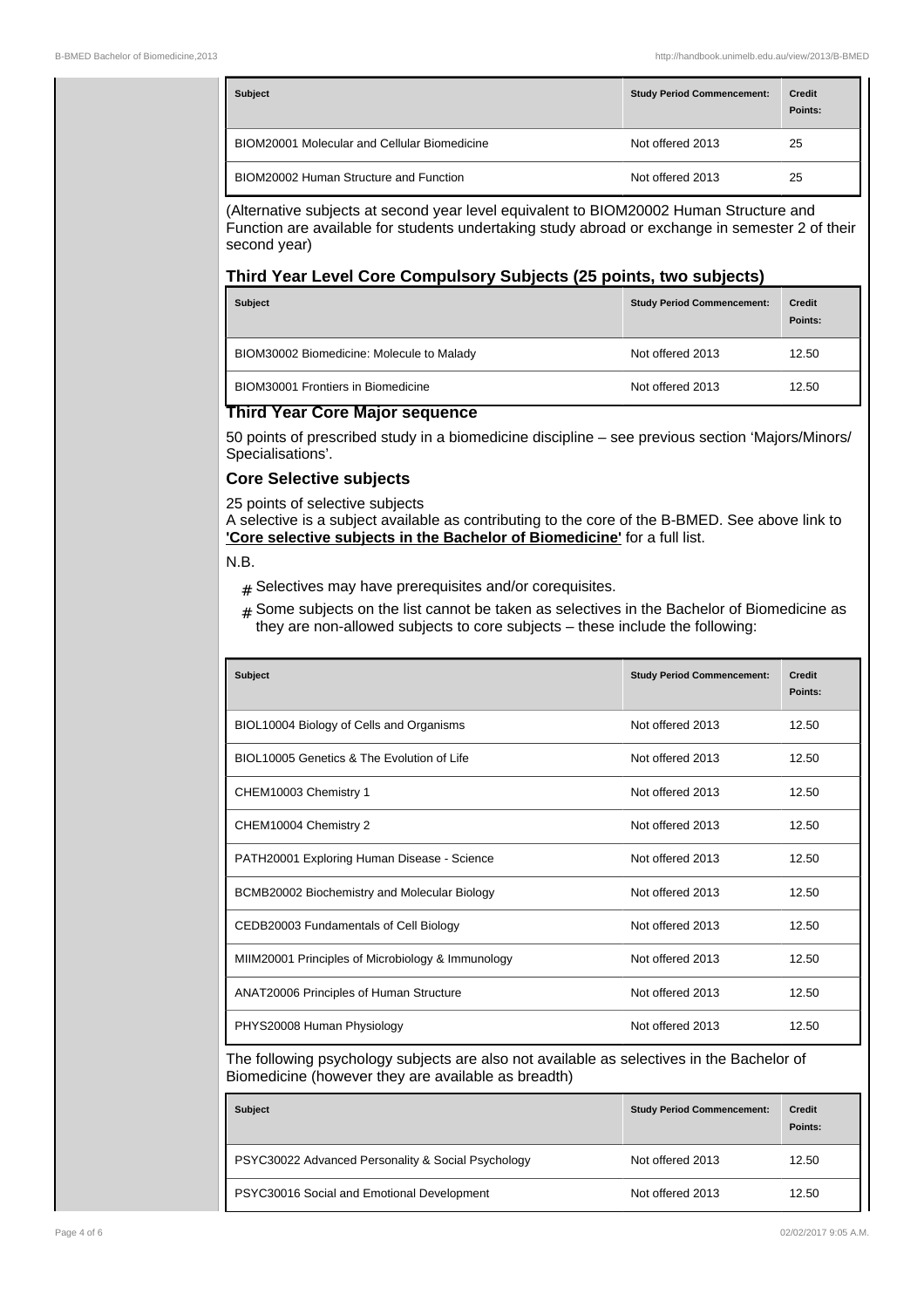| Subject | Study Period Commencement: | Credit Points: |
|---|---|---|
| BIOM20001 Molecular and Cellular Biomedicine | Not offered 2013 | 25 |
| BIOM20002 Human Structure and Function | Not offered 2013 | 25 |

(Alternative subjects at second year level equivalent to BIOM20002 Human Structure and Function are available for students undertaking study abroad or exchange in semester 2 of their second year)

### Third Year Level Core Compulsory Subjects (25 points, two subjects)

| Subject | Study Period Commencement: | Credit Points: |
|---|---|---|
| BIOM30002 Biomedicine: Molecule to Malady | Not offered 2013 | 12.50 |
| BIOM30001 Frontiers in Biomedicine | Not offered 2013 | 12.50 |

### Third Year Core Major sequence

50 points of prescribed study in a biomedicine discipline – see previous section 'Majors/Minors/Specialisations'.

### Core Selective subjects

25 points of selective subjects
A selective is a subject available as contributing to the core of the B-BMED. See above link to **'Core selective subjects in the Bachelor of Biomedicine'** for a full list.

N.B.

- Selectives may have prerequisites and/or corequisites.
- Some subjects on the list cannot be taken as selectives in the Bachelor of Biomedicine as they are non-allowed subjects to core subjects – these include the following:

| Subject | Study Period Commencement: | Credit Points: |
|---|---|---|
| BIOL10004 Biology of Cells and Organisms | Not offered 2013 | 12.50 |
| BIOL10005 Genetics & The Evolution of Life | Not offered 2013 | 12.50 |
| CHEM10003 Chemistry 1 | Not offered 2013 | 12.50 |
| CHEM10004 Chemistry 2 | Not offered 2013 | 12.50 |
| PATH20001 Exploring Human Disease - Science | Not offered 2013 | 12.50 |
| BCMB20002 Biochemistry and Molecular Biology | Not offered 2013 | 12.50 |
| CEDB20003 Fundamentals of Cell Biology | Not offered 2013 | 12.50 |
| MIIM20001 Principles of Microbiology & Immunology | Not offered 2013 | 12.50 |
| ANAT20006 Principles of Human Structure | Not offered 2013 | 12.50 |
| PHYS20008 Human Physiology | Not offered 2013 | 12.50 |

The following psychology subjects are also not available as selectives in the Bachelor of Biomedicine (however they are available as breadth)

| Subject | Study Period Commencement: | Credit Points: |
|---|---|---|
| PSYC30022 Advanced Personality & Social Psychology | Not offered 2013 | 12.50 |
| PSYC30016 Social and Emotional Development | Not offered 2013 | 12.50 |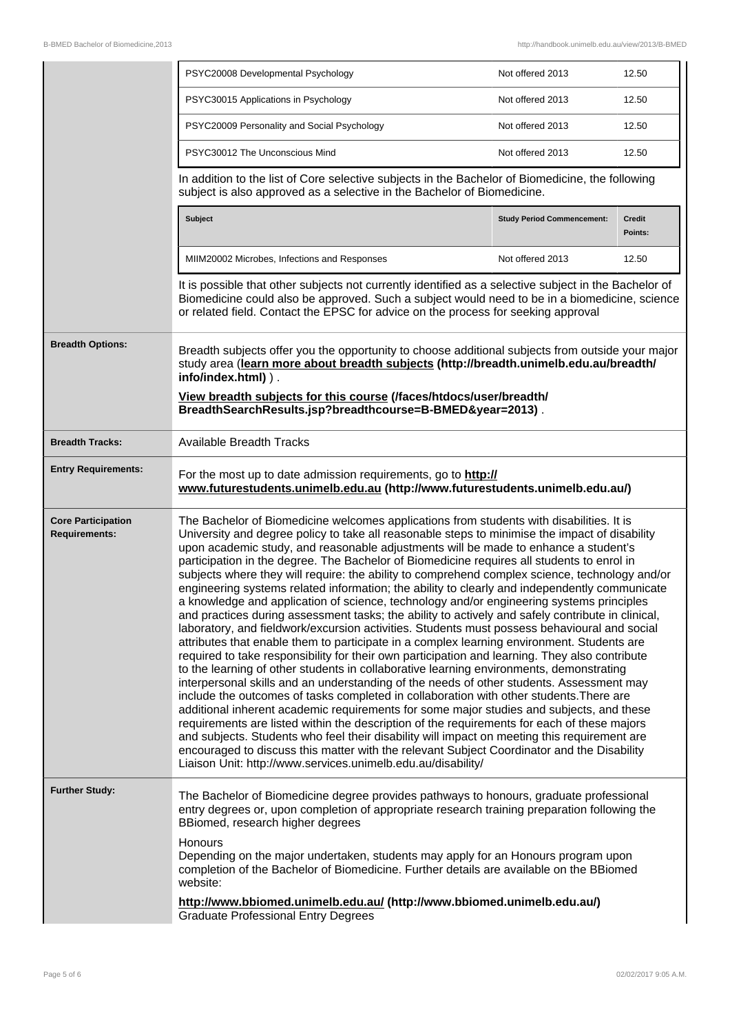| PSYC20008 Developmental Psychology | Not offered 2013 | 12.50 |
|---|---|---|
| PSYC30015 Applications in Psychology | Not offered 2013 | 12.50 |
| PSYC20009 Personality and Social Psychology | Not offered 2013 | 12.50 |
| PSYC30012 The Unconscious Mind | Not offered 2013 | 12.50 |

In addition to the list of Core selective subjects in the Bachelor of Biomedicine, the following subject is also approved as a selective in the Bachelor of Biomedicine.

| Subject | Study Period Commencement: | Credit Points: |
|---|---|---|
| MIIM20002 Microbes, Infections and Responses | Not offered 2013 | 12.50 |

It is possible that other subjects not currently identified as a selective subject in the Bachelor of Biomedicine could also be approved. Such a subject would need to be in a biomedicine, science or related field. Contact the EPSC for advice on the process for seeking approval

**Breadth Options:**

Breadth subjects offer you the opportunity to choose additional subjects from outside your major study area (**learn more about breadth subjects (http://breadth.unimelb.edu.au/breadth/info/index.html)** ).

**View breadth subjects for this course (/faces/htdocs/user/breadth/BreadthSearchResults.jsp?breadthcourse=B-BMED&year=2013)** .

**Breadth Tracks:**

Available Breadth Tracks

**Entry Requirements:**

For the most up to date admission requirements, go to **http://www.futurestudents.unimelb.edu.au (http://www.futurestudents.unimelb.edu.au/)**

**Core Participation Requirements:**

The Bachelor of Biomedicine welcomes applications from students with disabilities. It is University and degree policy to take all reasonable steps to minimise the impact of disability upon academic study, and reasonable adjustments will be made to enhance a student's participation in the degree. The Bachelor of Biomedicine requires all students to enrol in subjects where they will require: the ability to comprehend complex science, technology and/or engineering systems related information; the ability to clearly and independently communicate a knowledge and application of science, technology and/or engineering systems principles and practices during assessment tasks; the ability to actively and safely contribute in clinical, laboratory, and fieldwork/excursion activities. Students must possess behavioural and social attributes that enable them to participate in a complex learning environment. Students are required to take responsibility for their own participation and learning. They also contribute to the learning of other students in collaborative learning environments, demonstrating interpersonal skills and an understanding of the needs of other students. Assessment may include the outcomes of tasks completed in collaboration with other students.There are additional inherent academic requirements for some major studies and subjects, and these requirements are listed within the description of the requirements for each of these majors and subjects. Students who feel their disability will impact on meeting this requirement are encouraged to discuss this matter with the relevant Subject Coordinator and the Disability Liaison Unit: http://www.services.unimelb.edu.au/disability/

**Further Study:**

The Bachelor of Biomedicine degree provides pathways to honours, graduate professional entry degrees or, upon completion of appropriate research training preparation following the BBiomed, research higher degrees

Honours
Depending on the major undertaken, students may apply for an Honours program upon completion of the Bachelor of Biomedicine. Further details are available on the BBiomed website:

**http://www.bbiomed.unimelb.edu.au/ (http://www.bbiomed.unimelb.edu.au/)**
Graduate Professional Entry Degrees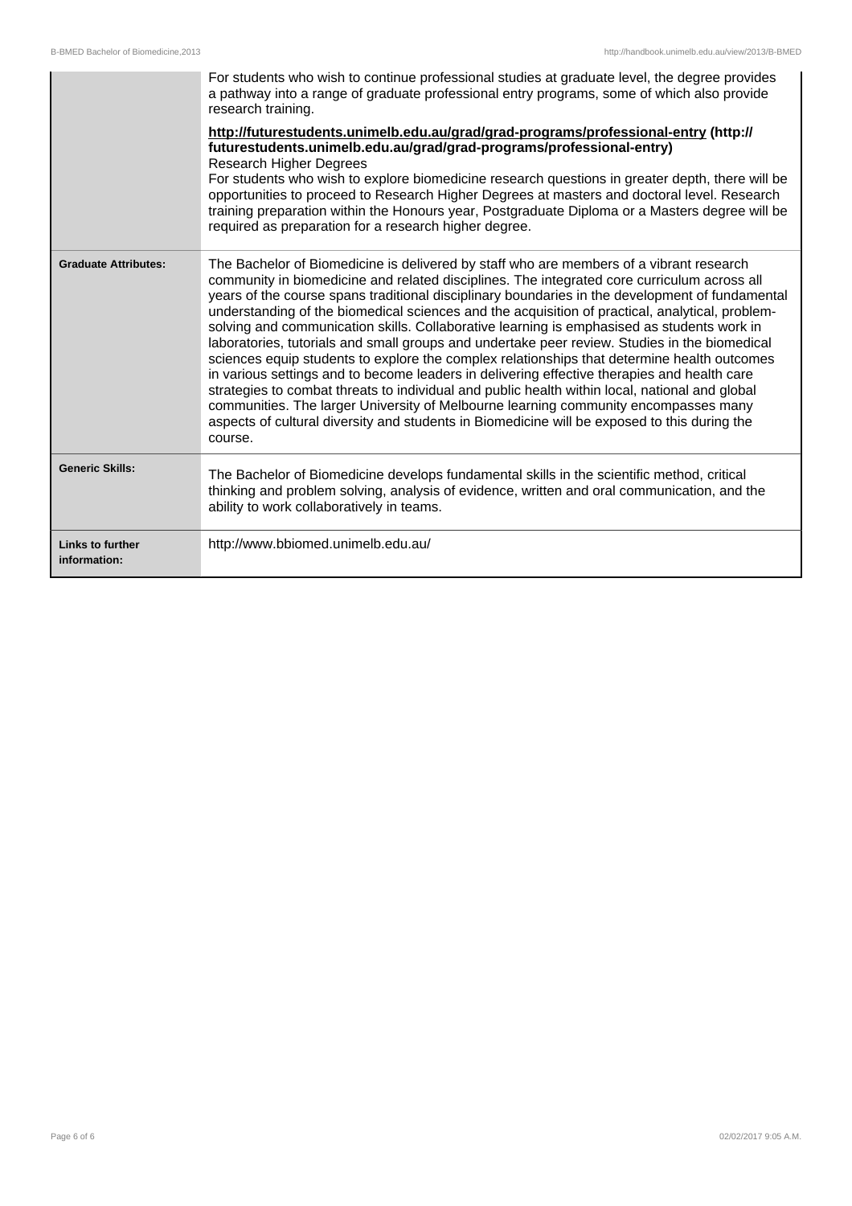| | |
|---|---|
| | For students who wish to continue professional studies at graduate level, the degree provides a pathway into a range of graduate professional entry programs, some of which also provide research training.<br><br>**http://futurestudents.unimelb.edu.au/grad/grad-programs/professional-entry (http://futurestudents.unimelb.edu.au/grad/grad-programs/professional-entry)**<br>Research Higher Degrees<br>For students who wish to explore biomedicine research questions in greater depth, there will be opportunities to proceed to Research Higher Degrees at masters and doctoral level. Research training preparation within the Honours year, Postgraduate Diploma or a Masters degree will be required as preparation for a research higher degree. |
| **Graduate Attributes:** | The Bachelor of Biomedicine is delivered by staff who are members of a vibrant research community in biomedicine and related disciplines. The integrated core curriculum across all years of the course spans traditional disciplinary boundaries in the development of fundamental understanding of the biomedical sciences and the acquisition of practical, analytical, problem-solving and communication skills. Collaborative learning is emphasised as students work in laboratories, tutorials and small groups and undertake peer review. Studies in the biomedical sciences equip students to explore the complex relationships that determine health outcomes in various settings and to become leaders in delivering effective therapies and health care strategies to combat threats to individual and public health within local, national and global communities. The larger University of Melbourne learning community encompasses many aspects of cultural diversity and students in Biomedicine will be exposed to this during the course. |
| **Generic Skills:** | The Bachelor of Biomedicine develops fundamental skills in the scientific method, critical thinking and problem solving, analysis of evidence, written and oral communication, and the ability to work collaboratively in teams. |
| **Links to further information:** | http://www.bbiomed.unimelb.edu.au/ |